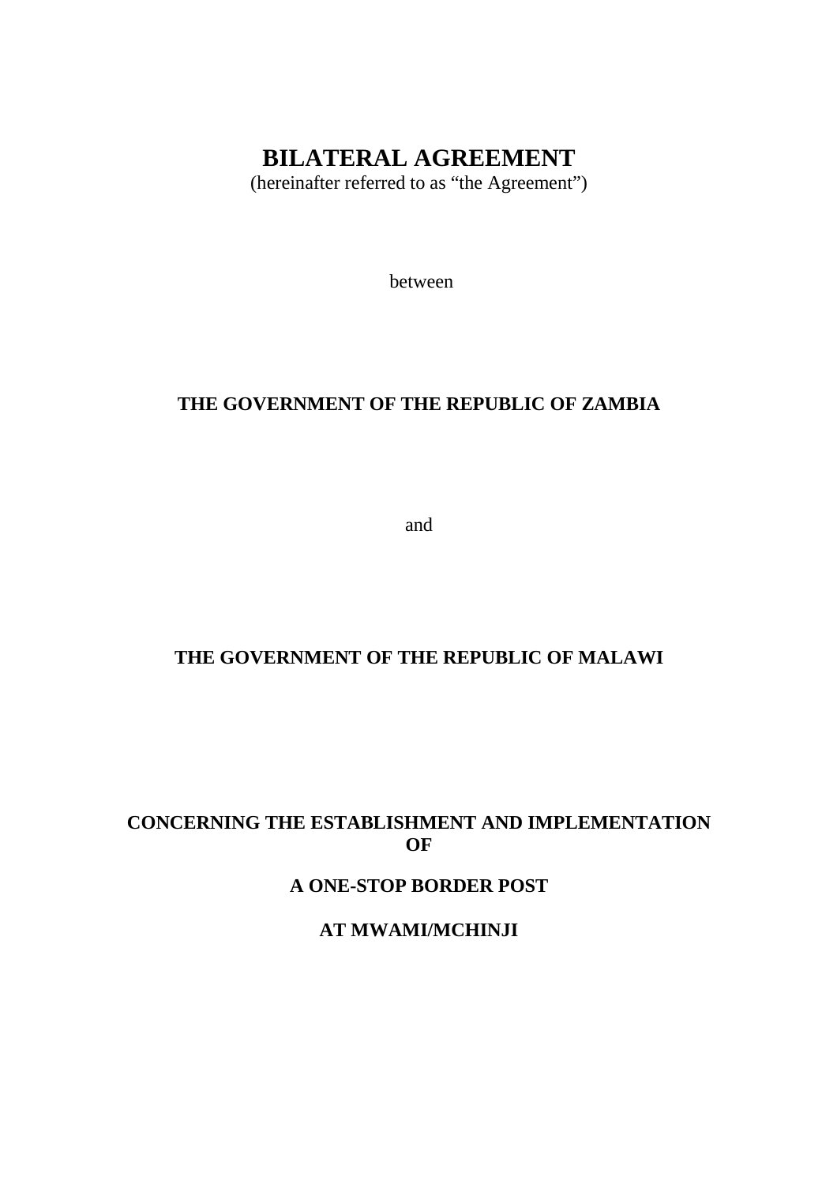# BILATERAL AGREEMENT

(hereinafter referred to as "the Agreement")

between

**THE GOVERNMENT OF THE REPUBLIC OF ZAMBIA**

and

**THE GOVERNMENT OF THE REPUBLIC OF MALAWI**

**CONCERNING THE ESTABLISHMENT AND IMPLEMENTATION OF**

**A ONE-STOP BORDER POST**

**AT MWAMI/MCHINJI**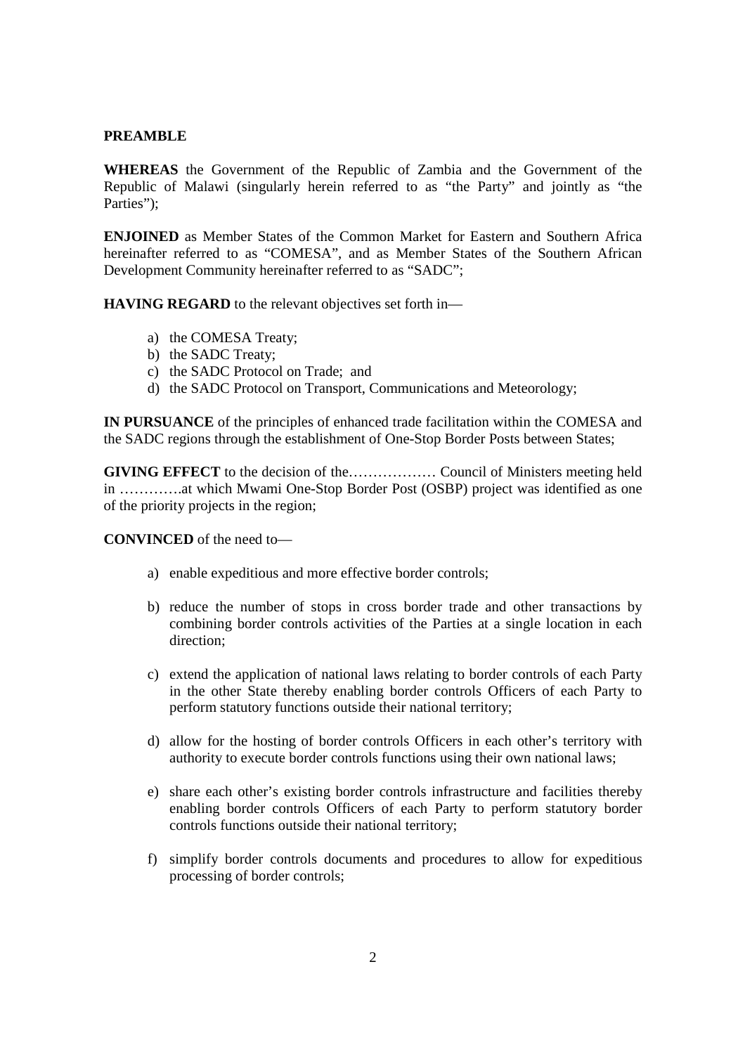**PREAMBLE**

**WHEREAS** the Government of the Republic of Zambia and the Government of the Republic of Malawi (singularly herein referred to as "the Party" and jointly as "the Parties");

**ENJOINED** as Member States of the Common Market for Eastern and Southern Africa hereinafter referred to as "COMESA", and as Member States of the Southern African Development Community hereinafter referred to as "SADC";

**HAVING REGARD** to the relevant objectives set forth in—

a) the COMESA Treaty;
b) the SADC Treaty;
c) the SADC Protocol on Trade; and
d) the SADC Protocol on Transport, Communications and Meteorology;

**IN PURSUANCE** of the principles of enhanced trade facilitation within the COMESA and the SADC regions through the establishment of One-Stop Border Posts between States;

**GIVING EFFECT** to the decision of the……………… Council of Ministers meeting held in ………….at which Mwami One-Stop Border Post (OSBP) project was identified as one of the priority projects in the region;

**CONVINCED** of the need to—

a) enable expeditious and more effective border controls;

b) reduce the number of stops in cross border trade and other transactions by combining border controls activities of the Parties at a single location in each direction;

c) extend the application of national laws relating to border controls of each Party in the other State thereby enabling border controls Officers of each Party to perform statutory functions outside their national territory;

d) allow for the hosting of border controls Officers in each other's territory with authority to execute border controls functions using their own national laws;

e) share each other's existing border controls infrastructure and facilities thereby enabling border controls Officers of each Party to perform statutory border controls functions outside their national territory;

f) simplify border controls documents and procedures to allow for expeditious processing of border controls;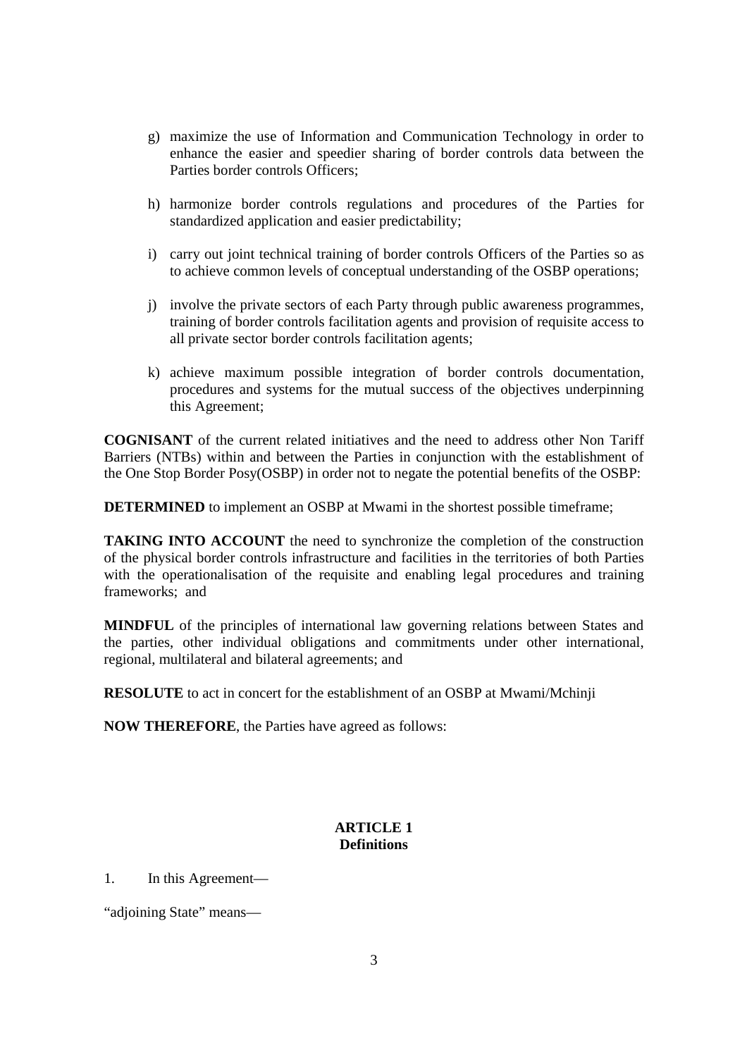g) maximize the use of Information and Communication Technology in order to enhance the easier and speedier sharing of border controls data between the Parties border controls Officers;

h) harmonize border controls regulations and procedures of the Parties for standardized application and easier predictability;

i) carry out joint technical training of border controls Officers of the Parties so as to achieve common levels of conceptual understanding of the OSBP operations;

j) involve the private sectors of each Party through public awareness programmes, training of border controls facilitation agents and provision of requisite access to all private sector border controls facilitation agents;

k) achieve maximum possible integration of border controls documentation, procedures and systems for the mutual success of the objectives underpinning this Agreement;

**COGNISANT** of the current related initiatives and the need to address other Non Tariff Barriers (NTBs) within and between the Parties in conjunction with the establishment of the One Stop Border Posy(OSBP) in order not to negate the potential benefits of the OSBP:

**DETERMINED** to implement an OSBP at Mwami in the shortest possible timeframe;

**TAKING INTO ACCOUNT** the need to synchronize the completion of the construction of the physical border controls infrastructure and facilities in the territories of both Parties with the operationalisation of the requisite and enabling legal procedures and training frameworks; and

**MINDFUL** of the principles of international law governing relations between States and the parties, other individual obligations and commitments under other international, regional, multilateral and bilateral agreements; and

**RESOLUTE** to act in concert for the establishment of an OSBP at Mwami/Mchinji

**NOW THEREFORE**, the Parties have agreed as follows:

## ARTICLE 1
## Definitions

1. In this Agreement—

“adjoining State” means—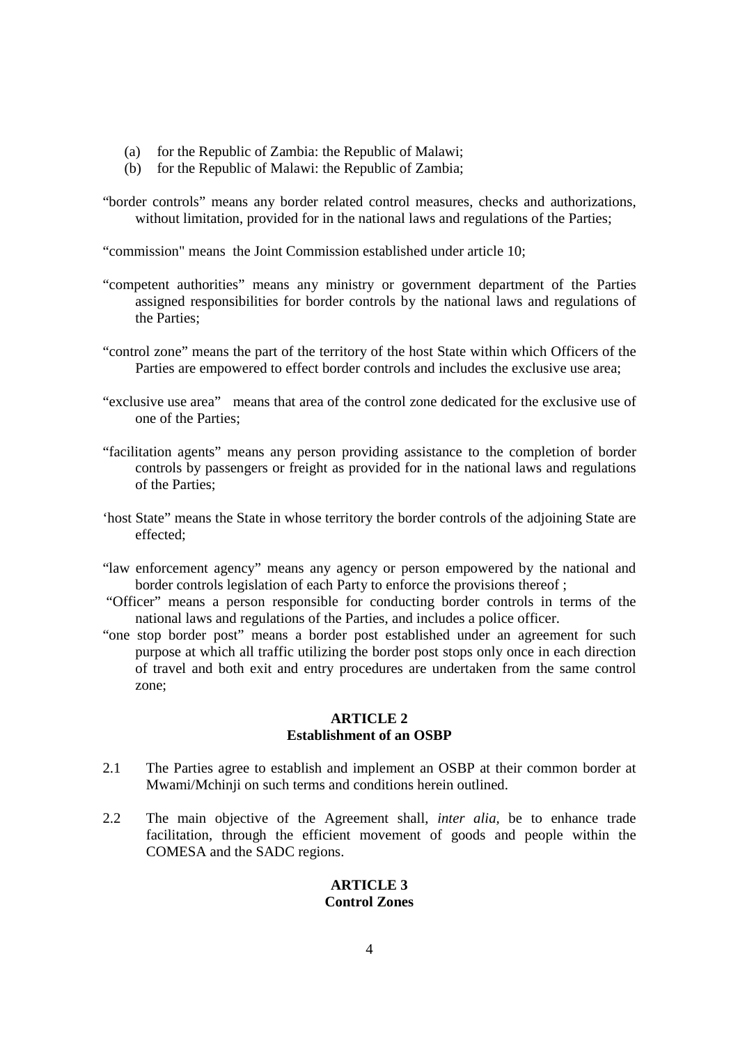(a) for the Republic of Zambia: the Republic of Malawi;
(b) for the Republic of Malawi: the Republic of Zambia;

"border controls" means any border related control measures, checks and authorizations, without limitation, provided for in the national laws and regulations of the Parties;

"commission" means the Joint Commission established under article 10;

"competent authorities" means any ministry or government department of the Parties assigned responsibilities for border controls by the national laws and regulations of the Parties;

"control zone" means the part of the territory of the host State within which Officers of the Parties are empowered to effect border controls and includes the exclusive use area;

"exclusive use area" means that area of the control zone dedicated for the exclusive use of one of the Parties;

"facilitation agents" means any person providing assistance to the completion of border controls by passengers or freight as provided for in the national laws and regulations of the Parties;

'host State" means the State in whose territory the border controls of the adjoining State are effected;

"law enforcement agency" means any agency or person empowered by the national and border controls legislation of each Party to enforce the provisions thereof ;

"Officer" means a person responsible for conducting border controls in terms of the national laws and regulations of the Parties, and includes a police officer.

"one stop border post" means a border post established under an agreement for such purpose at which all traffic utilizing the border post stops only once in each direction of travel and both exit and entry procedures are undertaken from the same control zone;

## ARTICLE 2
## Establishment of an OSBP

2.1 The Parties agree to establish and implement an OSBP at their common border at Mwami/Mchinji on such terms and conditions herein outlined.

2.2 The main objective of the Agreement shall, *inter alia*, be to enhance trade facilitation, through the efficient movement of goods and people within the COMESA and the SADC regions.

## ARTICLE 3
## Control Zones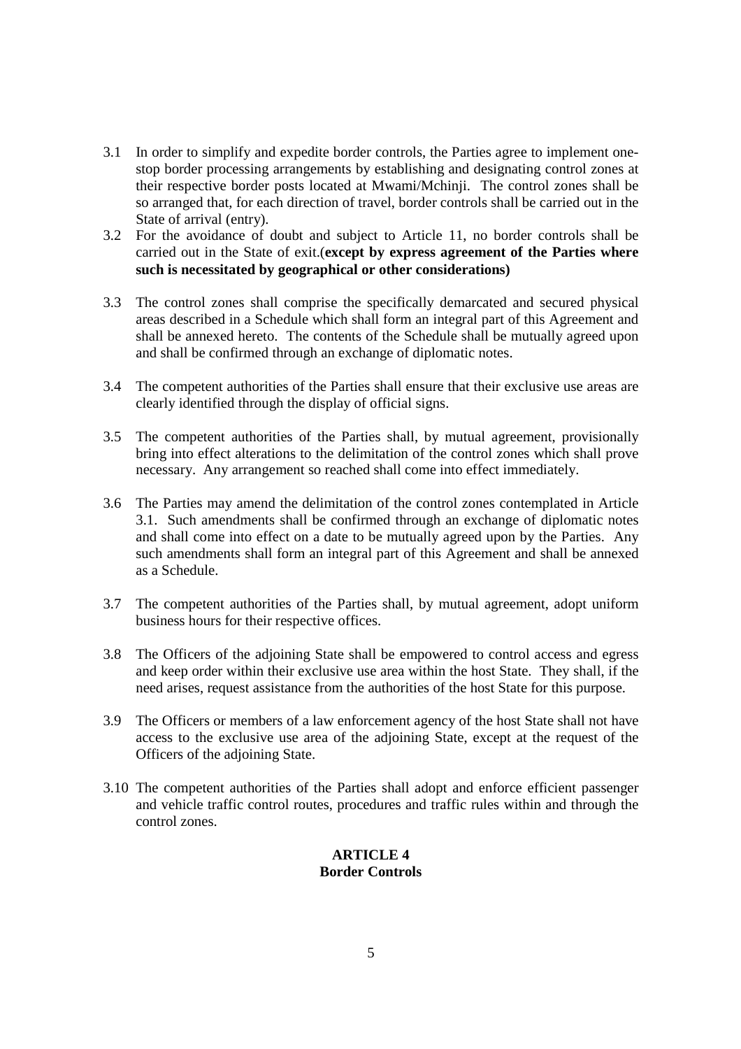3.1 In order to simplify and expedite border controls, the Parties agree to implement one-stop border processing arrangements by establishing and designating control zones at their respective border posts located at Mwami/Mchinji. The control zones shall be so arranged that, for each direction of travel, border controls shall be carried out in the State of arrival (entry).

3.2 For the avoidance of doubt and subject to Article 11, no border controls shall be carried out in the State of exit.(**except by express agreement of the Parties where such is necessitated by geographical or other considerations)**

3.3 The control zones shall comprise the specifically demarcated and secured physical areas described in a Schedule which shall form an integral part of this Agreement and shall be annexed hereto. The contents of the Schedule shall be mutually agreed upon and shall be confirmed through an exchange of diplomatic notes.

3.4 The competent authorities of the Parties shall ensure that their exclusive use areas are clearly identified through the display of official signs.

3.5 The competent authorities of the Parties shall, by mutual agreement, provisionally bring into effect alterations to the delimitation of the control zones which shall prove necessary. Any arrangement so reached shall come into effect immediately.

3.6 The Parties may amend the delimitation of the control zones contemplated in Article 3.1. Such amendments shall be confirmed through an exchange of diplomatic notes and shall come into effect on a date to be mutually agreed upon by the Parties. Any such amendments shall form an integral part of this Agreement and shall be annexed as a Schedule.

3.7 The competent authorities of the Parties shall, by mutual agreement, adopt uniform business hours for their respective offices.

3.8 The Officers of the adjoining State shall be empowered to control access and egress and keep order within their exclusive use area within the host State. They shall, if the need arises, request assistance from the authorities of the host State for this purpose.

3.9 The Officers or members of a law enforcement agency of the host State shall not have access to the exclusive use area of the adjoining State, except at the request of the Officers of the adjoining State.

3.10 The competent authorities of the Parties shall adopt and enforce efficient passenger and vehicle traffic control routes, procedures and traffic rules within and through the control zones.

## ARTICLE 4
## Border Controls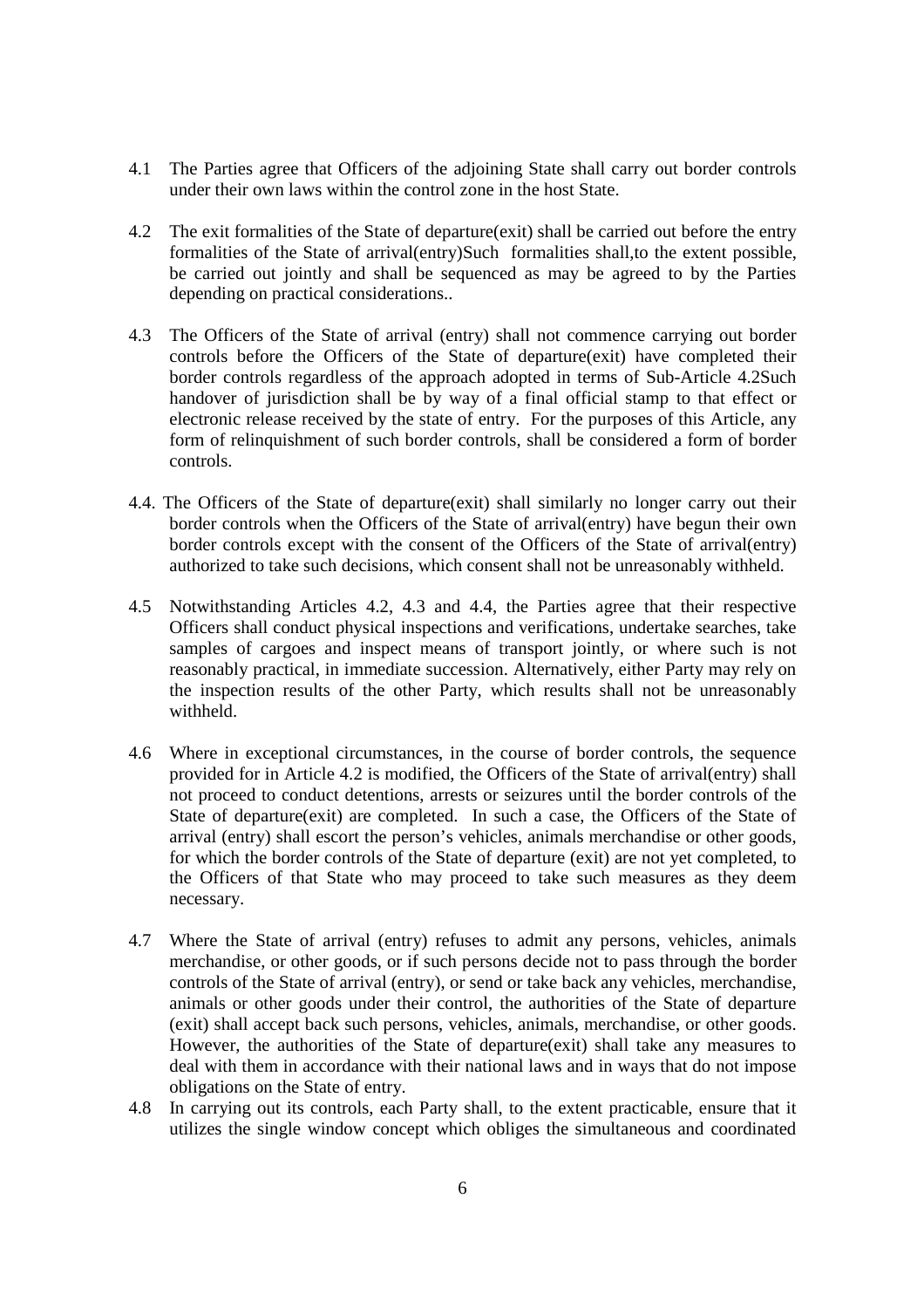4.1 The Parties agree that Officers of the adjoining State shall carry out border controls under their own laws within the control zone in the host State.

4.2 The exit formalities of the State of departure(exit) shall be carried out before the entry formalities of the State of arrival(entry)Such formalities shall,to the extent possible, be carried out jointly and shall be sequenced as may be agreed to by the Parties depending on practical considerations..

4.3 The Officers of the State of arrival (entry) shall not commence carrying out border controls before the Officers of the State of departure(exit) have completed their border controls regardless of the approach adopted in terms of Sub-Article 4.2Such handover of jurisdiction shall be by way of a final official stamp to that effect or electronic release received by the state of entry. For the purposes of this Article, any form of relinquishment of such border controls, shall be considered a form of border controls.

4.4. The Officers of the State of departure(exit) shall similarly no longer carry out their border controls when the Officers of the State of arrival(entry) have begun their own border controls except with the consent of the Officers of the State of arrival(entry) authorized to take such decisions, which consent shall not be unreasonably withheld.

4.5 Notwithstanding Articles 4.2, 4.3 and 4.4, the Parties agree that their respective Officers shall conduct physical inspections and verifications, undertake searches, take samples of cargoes and inspect means of transport jointly, or where such is not reasonably practical, in immediate succession. Alternatively, either Party may rely on the inspection results of the other Party, which results shall not be unreasonably withheld.

4.6 Where in exceptional circumstances, in the course of border controls, the sequence provided for in Article 4.2 is modified, the Officers of the State of arrival(entry) shall not proceed to conduct detentions, arrests or seizures until the border controls of the State of departure(exit) are completed. In such a case, the Officers of the State of arrival (entry) shall escort the person's vehicles, animals merchandise or other goods, for which the border controls of the State of departure (exit) are not yet completed, to the Officers of that State who may proceed to take such measures as they deem necessary.

4.7 Where the State of arrival (entry) refuses to admit any persons, vehicles, animals merchandise, or other goods, or if such persons decide not to pass through the border controls of the State of arrival (entry), or send or take back any vehicles, merchandise, animals or other goods under their control, the authorities of the State of departure (exit) shall accept back such persons, vehicles, animals, merchandise, or other goods. However, the authorities of the State of departure(exit) shall take any measures to deal with them in accordance with their national laws and in ways that do not impose obligations on the State of entry.

4.8 In carrying out its controls, each Party shall, to the extent practicable, ensure that it utilizes the single window concept which obliges the simultaneous and coordinated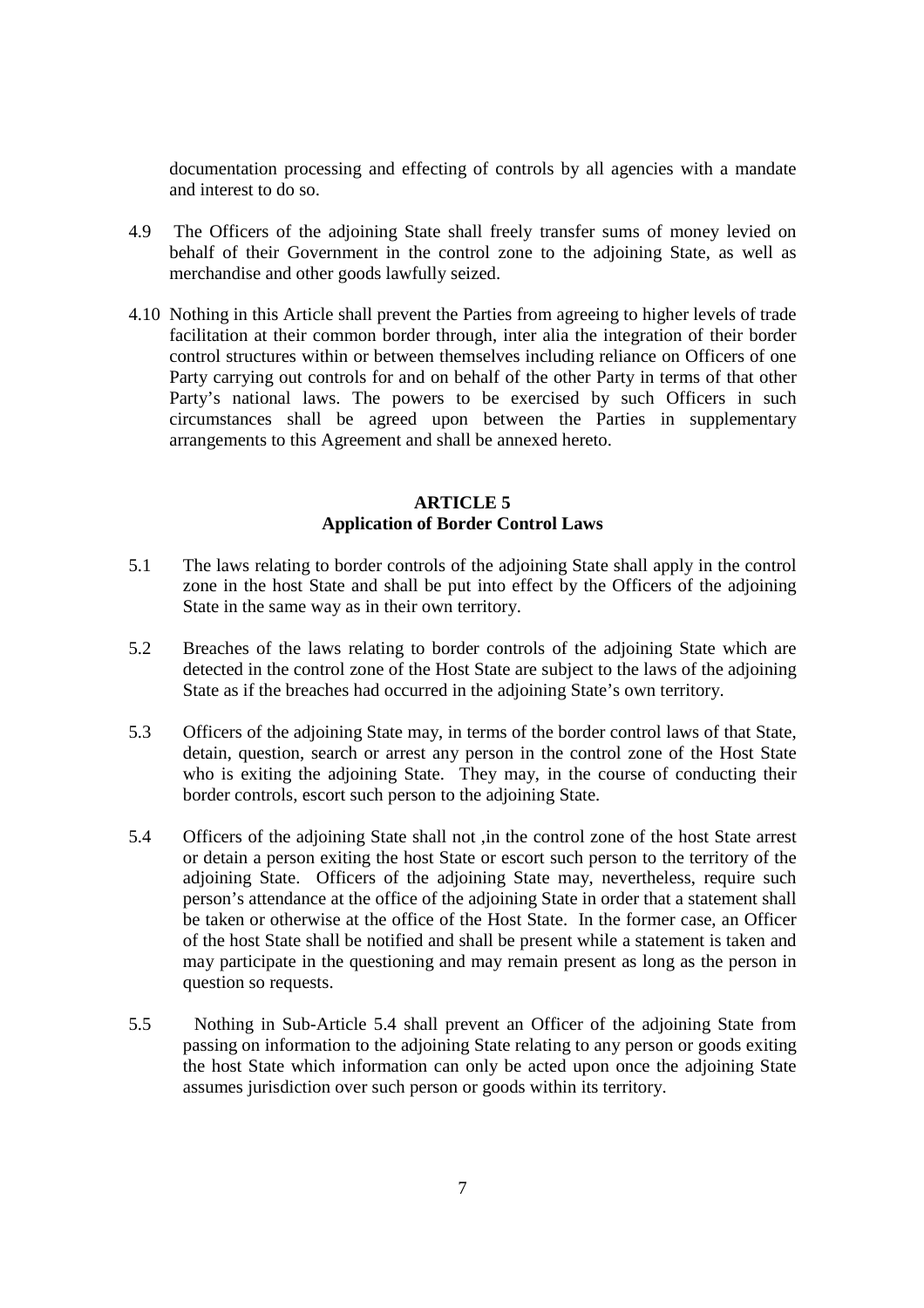documentation processing and effecting of controls by all agencies with a mandate and interest to do so.

4.9 The Officers of the adjoining State shall freely transfer sums of money levied on behalf of their Government in the control zone to the adjoining State, as well as merchandise and other goods lawfully seized.

4.10 Nothing in this Article shall prevent the Parties from agreeing to higher levels of trade facilitation at their common border through, inter alia the integration of their border control structures within or between themselves including reliance on Officers of one Party carrying out controls for and on behalf of the other Party in terms of that other Party's national laws. The powers to be exercised by such Officers in such circumstances shall be agreed upon between the Parties in supplementary arrangements to this Agreement and shall be annexed hereto.

## ARTICLE 5
## Application of Border Control Laws

5.1 The laws relating to border controls of the adjoining State shall apply in the control zone in the host State and shall be put into effect by the Officers of the adjoining State in the same way as in their own territory.

5.2 Breaches of the laws relating to border controls of the adjoining State which are detected in the control zone of the Host State are subject to the laws of the adjoining State as if the breaches had occurred in the adjoining State's own territory.

5.3 Officers of the adjoining State may, in terms of the border control laws of that State, detain, question, search or arrest any person in the control zone of the Host State who is exiting the adjoining State. They may, in the course of conducting their border controls, escort such person to the adjoining State.

5.4 Officers of the adjoining State shall not ,in the control zone of the host State arrest or detain a person exiting the host State or escort such person to the territory of the adjoining State. Officers of the adjoining State may, nevertheless, require such person's attendance at the office of the adjoining State in order that a statement shall be taken or otherwise at the office of the Host State. In the former case, an Officer of the host State shall be notified and shall be present while a statement is taken and may participate in the questioning and may remain present as long as the person in question so requests.

5.5 Nothing in Sub-Article 5.4 shall prevent an Officer of the adjoining State from passing on information to the adjoining State relating to any person or goods exiting the host State which information can only be acted upon once the adjoining State assumes jurisdiction over such person or goods within its territory.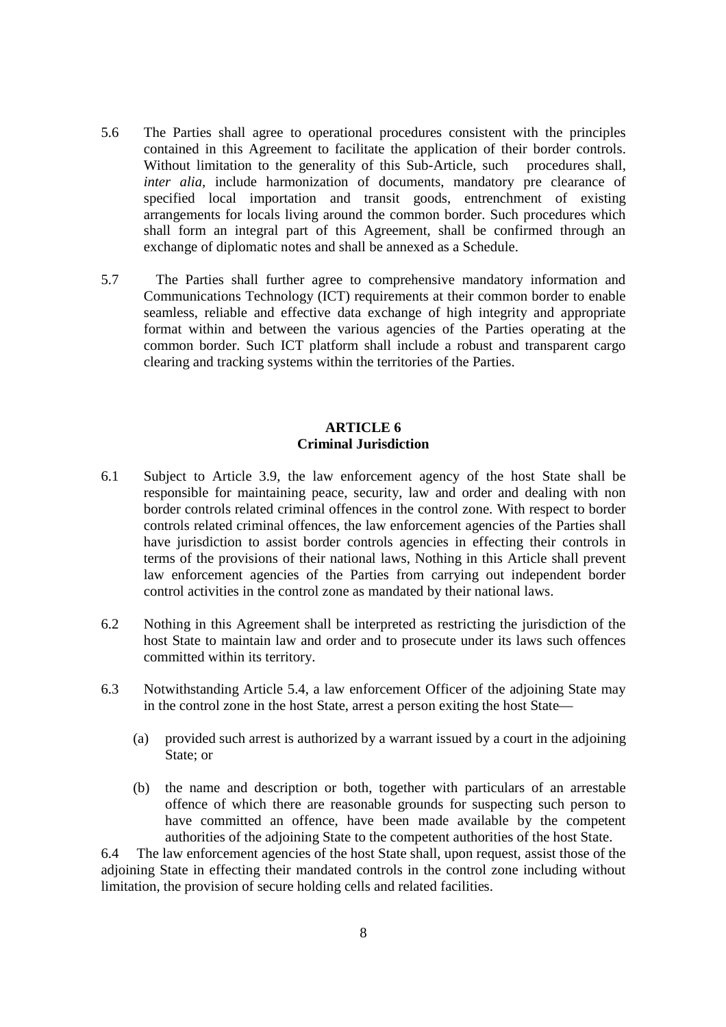5.6 The Parties shall agree to operational procedures consistent with the principles contained in this Agreement to facilitate the application of their border controls. Without limitation to the generality of this Sub-Article, such procedures shall, *inter alia*, include harmonization of documents, mandatory pre clearance of specified local importation and transit goods, entrenchment of existing arrangements for locals living around the common border. Such procedures which shall form an integral part of this Agreement, shall be confirmed through an exchange of diplomatic notes and shall be annexed as a Schedule.

5.7 The Parties shall further agree to comprehensive mandatory information and Communications Technology (ICT) requirements at their common border to enable seamless, reliable and effective data exchange of high integrity and appropriate format within and between the various agencies of the Parties operating at the common border. Such ICT platform shall include a robust and transparent cargo clearing and tracking systems within the territories of the Parties.

## ARTICLE 6
## Criminal Jurisdiction

6.1 Subject to Article 3.9, the law enforcement agency of the host State shall be responsible for maintaining peace, security, law and order and dealing with non border controls related criminal offences in the control zone. With respect to border controls related criminal offences, the law enforcement agencies of the Parties shall have jurisdiction to assist border controls agencies in effecting their controls in terms of the provisions of their national laws, Nothing in this Article shall prevent law enforcement agencies of the Parties from carrying out independent border control activities in the control zone as mandated by their national laws.

6.2 Nothing in this Agreement shall be interpreted as restricting the jurisdiction of the host State to maintain law and order and to prosecute under its laws such offences committed within its territory.

6.3 Notwithstanding Article 5.4, a law enforcement Officer of the adjoining State may in the control zone in the host State, arrest a person exiting the host State—

(a) provided such arrest is authorized by a warrant issued by a court in the adjoining State; or

(b) the name and description or both, together with particulars of an arrestable offence of which there are reasonable grounds for suspecting such person to have committed an offence, have been made available by the competent authorities of the adjoining State to the competent authorities of the host State.

6.4 The law enforcement agencies of the host State shall, upon request, assist those of the adjoining State in effecting their mandated controls in the control zone including without limitation, the provision of secure holding cells and related facilities.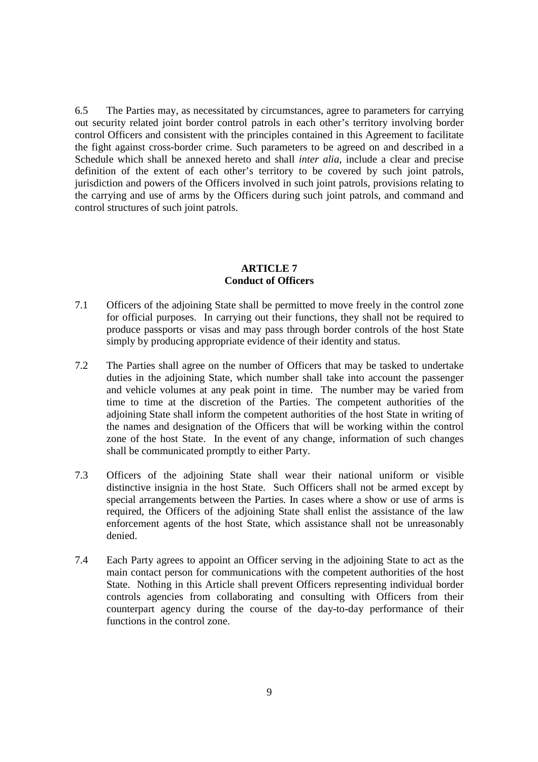6.5 The Parties may, as necessitated by circumstances, agree to parameters for carrying out security related joint border control patrols in each other's territory involving border control Officers and consistent with the principles contained in this Agreement to facilitate the fight against cross-border crime. Such parameters to be agreed on and described in a Schedule which shall be annexed hereto and shall *inter alia*, include a clear and precise definition of the extent of each other's territory to be covered by such joint patrols, jurisdiction and powers of the Officers involved in such joint patrols, provisions relating to the carrying and use of arms by the Officers during such joint patrols, and command and control structures of such joint patrols.

## ARTICLE 7
## Conduct of Officers

7.1 Officers of the adjoining State shall be permitted to move freely in the control zone for official purposes. In carrying out their functions, they shall not be required to produce passports or visas and may pass through border controls of the host State simply by producing appropriate evidence of their identity and status.

7.2 The Parties shall agree on the number of Officers that may be tasked to undertake duties in the adjoining State, which number shall take into account the passenger and vehicle volumes at any peak point in time. The number may be varied from time to time at the discretion of the Parties. The competent authorities of the adjoining State shall inform the competent authorities of the host State in writing of the names and designation of the Officers that will be working within the control zone of the host State. In the event of any change, information of such changes shall be communicated promptly to either Party.

7.3 Officers of the adjoining State shall wear their national uniform or visible distinctive insignia in the host State. Such Officers shall not be armed except by special arrangements between the Parties. In cases where a show or use of arms is required, the Officers of the adjoining State shall enlist the assistance of the law enforcement agents of the host State, which assistance shall not be unreasonably denied.

7.4 Each Party agrees to appoint an Officer serving in the adjoining State to act as the main contact person for communications with the competent authorities of the host State. Nothing in this Article shall prevent Officers representing individual border controls agencies from collaborating and consulting with Officers from their counterpart agency during the course of the day-to-day performance of their functions in the control zone.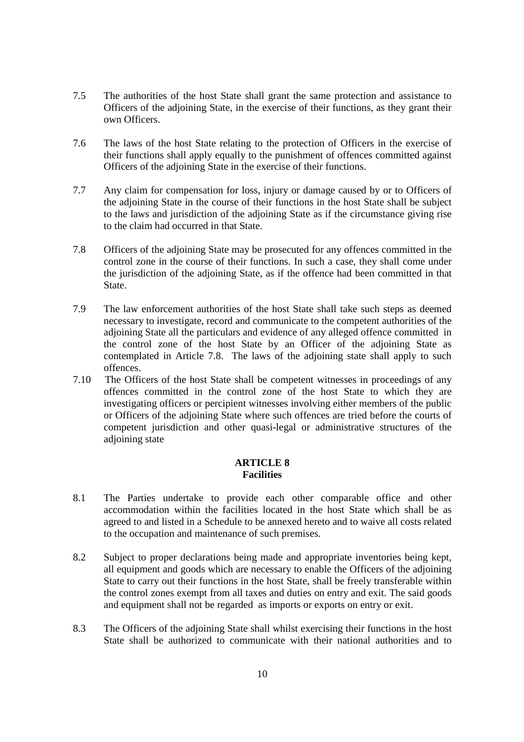7.5 The authorities of the host State shall grant the same protection and assistance to Officers of the adjoining State, in the exercise of their functions, as they grant their own Officers.

7.6 The laws of the host State relating to the protection of Officers in the exercise of their functions shall apply equally to the punishment of offences committed against Officers of the adjoining State in the exercise of their functions.

7.7 Any claim for compensation for loss, injury or damage caused by or to Officers of the adjoining State in the course of their functions in the host State shall be subject to the laws and jurisdiction of the adjoining State as if the circumstance giving rise to the claim had occurred in that State.

7.8 Officers of the adjoining State may be prosecuted for any offences committed in the control zone in the course of their functions. In such a case, they shall come under the jurisdiction of the adjoining State, as if the offence had been committed in that State.

7.9 The law enforcement authorities of the host State shall take such steps as deemed necessary to investigate, record and communicate to the competent authorities of the adjoining State all the particulars and evidence of any alleged offence committed in the control zone of the host State by an Officer of the adjoining State as contemplated in Article 7.8. The laws of the adjoining state shall apply to such offences.

7.10 The Officers of the host State shall be competent witnesses in proceedings of any offences committed in the control zone of the host State to which they are investigating officers or percipient witnesses involving either members of the public or Officers of the adjoining State where such offences are tried before the courts of competent jurisdiction and other quasi-legal or administrative structures of the adjoining state

## ARTICLE 8
## Facilities

8.1 The Parties undertake to provide each other comparable office and other accommodation within the facilities located in the host State which shall be as agreed to and listed in a Schedule to be annexed hereto and to waive all costs related to the occupation and maintenance of such premises.

8.2 Subject to proper declarations being made and appropriate inventories being kept, all equipment and goods which are necessary to enable the Officers of the adjoining State to carry out their functions in the host State, shall be freely transferable within the control zones exempt from all taxes and duties on entry and exit. The said goods and equipment shall not be regarded as imports or exports on entry or exit.

8.3 The Officers of the adjoining State shall whilst exercising their functions in the host State shall be authorized to communicate with their national authorities and to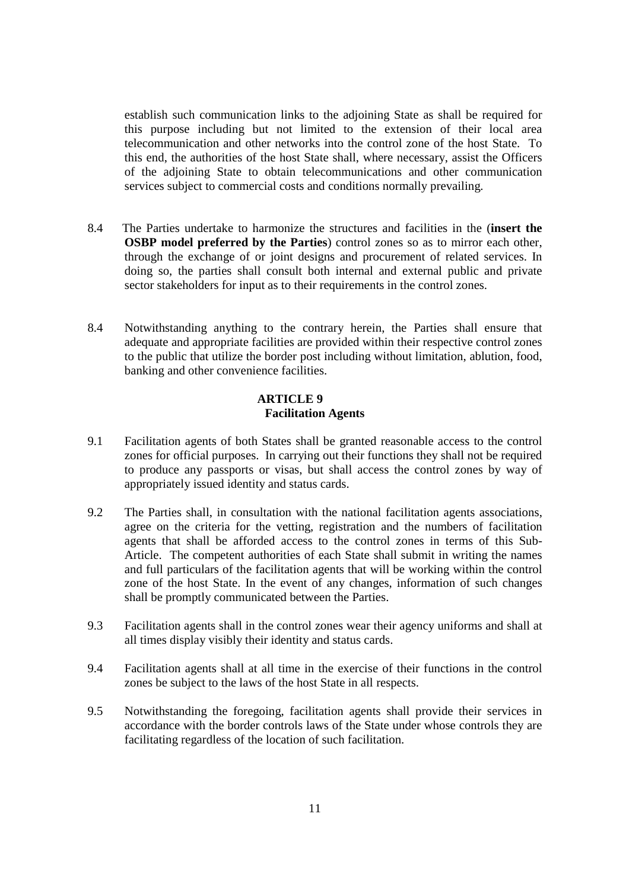establish such communication links to the adjoining State as shall be required for this purpose including but not limited to the extension of their local area telecommunication and other networks into the control zone of the host State. To this end, the authorities of the host State shall, where necessary, assist the Officers of the adjoining State to obtain telecommunications and other communication services subject to commercial costs and conditions normally prevailing.

8.4 The Parties undertake to harmonize the structures and facilities in the (**insert the OSBP model preferred by the Parties**) control zones so as to mirror each other, through the exchange of or joint designs and procurement of related services. In doing so, the parties shall consult both internal and external public and private sector stakeholders for input as to their requirements in the control zones.

8.4 Notwithstanding anything to the contrary herein, the Parties shall ensure that adequate and appropriate facilities are provided within their respective control zones to the public that utilize the border post including without limitation, ablution, food, banking and other convenience facilities.

## ARTICLE 9
### Facilitation Agents

9.1 Facilitation agents of both States shall be granted reasonable access to the control zones for official purposes. In carrying out their functions they shall not be required to produce any passports or visas, but shall access the control zones by way of appropriately issued identity and status cards.

9.2 The Parties shall, in consultation with the national facilitation agents associations, agree on the criteria for the vetting, registration and the numbers of facilitation agents that shall be afforded access to the control zones in terms of this Sub-Article. The competent authorities of each State shall submit in writing the names and full particulars of the facilitation agents that will be working within the control zone of the host State. In the event of any changes, information of such changes shall be promptly communicated between the Parties.

9.3 Facilitation agents shall in the control zones wear their agency uniforms and shall at all times display visibly their identity and status cards.

9.4 Facilitation agents shall at all time in the exercise of their functions in the control zones be subject to the laws of the host State in all respects.

9.5 Notwithstanding the foregoing, facilitation agents shall provide their services in accordance with the border controls laws of the State under whose controls they are facilitating regardless of the location of such facilitation.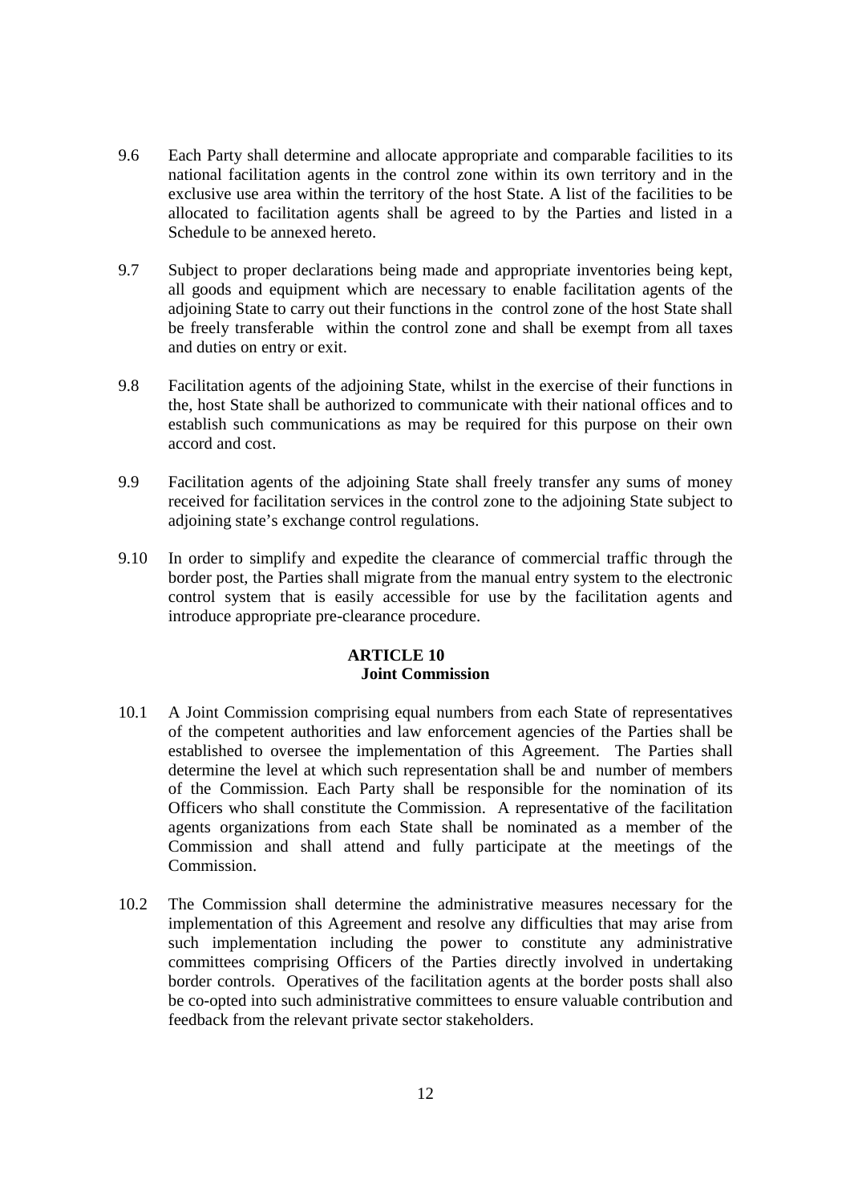9.6 Each Party shall determine and allocate appropriate and comparable facilities to its national facilitation agents in the control zone within its own territory and in the exclusive use area within the territory of the host State. A list of the facilities to be allocated to facilitation agents shall be agreed to by the Parties and listed in a Schedule to be annexed hereto.

9.7 Subject to proper declarations being made and appropriate inventories being kept, all goods and equipment which are necessary to enable facilitation agents of the adjoining State to carry out their functions in the control zone of the host State shall be freely transferable within the control zone and shall be exempt from all taxes and duties on entry or exit.

9.8 Facilitation agents of the adjoining State, whilst in the exercise of their functions in the, host State shall be authorized to communicate with their national offices and to establish such communications as may be required for this purpose on their own accord and cost.

9.9 Facilitation agents of the adjoining State shall freely transfer any sums of money received for facilitation services in the control zone to the adjoining State subject to adjoining state's exchange control regulations.

9.10 In order to simplify and expedite the clearance of commercial traffic through the border post, the Parties shall migrate from the manual entry system to the electronic control system that is easily accessible for use by the facilitation agents and introduce appropriate pre-clearance procedure.

## ARTICLE 10
## Joint Commission

10.1 A Joint Commission comprising equal numbers from each State of representatives of the competent authorities and law enforcement agencies of the Parties shall be established to oversee the implementation of this Agreement. The Parties shall determine the level at which such representation shall be and number of members of the Commission. Each Party shall be responsible for the nomination of its Officers who shall constitute the Commission. A representative of the facilitation agents organizations from each State shall be nominated as a member of the Commission and shall attend and fully participate at the meetings of the Commission.

10.2 The Commission shall determine the administrative measures necessary for the implementation of this Agreement and resolve any difficulties that may arise from such implementation including the power to constitute any administrative committees comprising Officers of the Parties directly involved in undertaking border controls. Operatives of the facilitation agents at the border posts shall also be co-opted into such administrative committees to ensure valuable contribution and feedback from the relevant private sector stakeholders.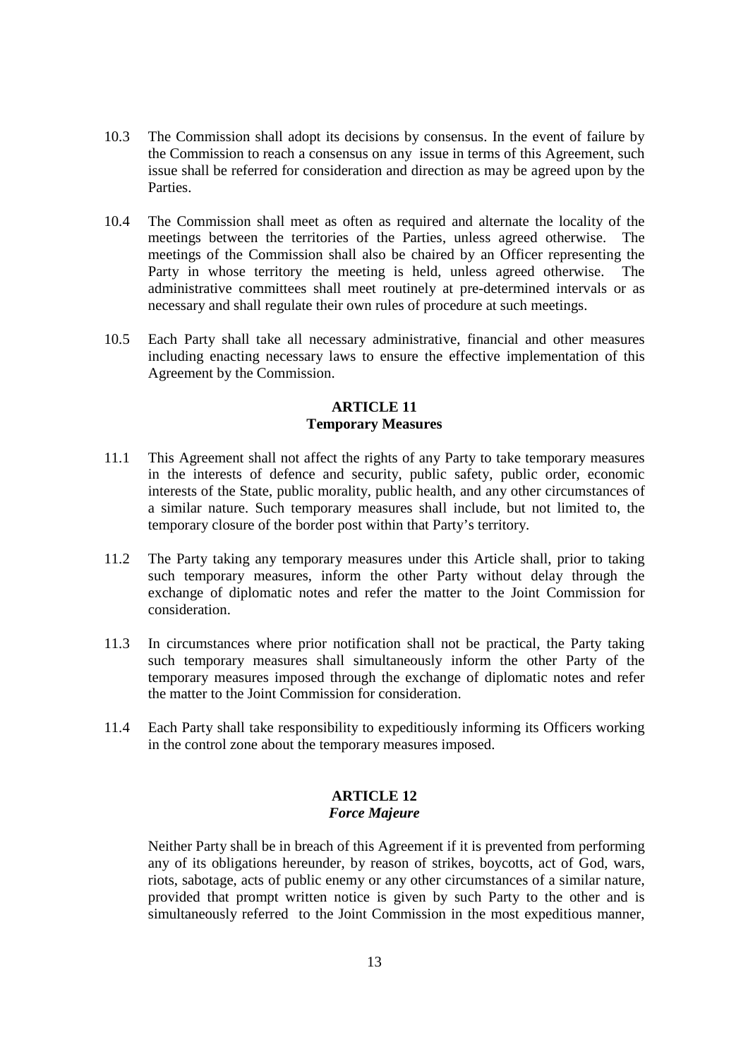10.3 The Commission shall adopt its decisions by consensus. In the event of failure by the Commission to reach a consensus on any issue in terms of this Agreement, such issue shall be referred for consideration and direction as may be agreed upon by the Parties.

10.4 The Commission shall meet as often as required and alternate the locality of the meetings between the territories of the Parties, unless agreed otherwise. The meetings of the Commission shall also be chaired by an Officer representing the Party in whose territory the meeting is held, unless agreed otherwise. The administrative committees shall meet routinely at pre-determined intervals or as necessary and shall regulate their own rules of procedure at such meetings.

10.5 Each Party shall take all necessary administrative, financial and other measures including enacting necessary laws to ensure the effective implementation of this Agreement by the Commission.

## ARTICLE 11
## Temporary Measures

11.1 This Agreement shall not affect the rights of any Party to take temporary measures in the interests of defence and security, public safety, public order, economic interests of the State, public morality, public health, and any other circumstances of a similar nature. Such temporary measures shall include, but not limited to, the temporary closure of the border post within that Party's territory.

11.2 The Party taking any temporary measures under this Article shall, prior to taking such temporary measures, inform the other Party without delay through the exchange of diplomatic notes and refer the matter to the Joint Commission for consideration.

11.3 In circumstances where prior notification shall not be practical, the Party taking such temporary measures shall simultaneously inform the other Party of the temporary measures imposed through the exchange of diplomatic notes and refer the matter to the Joint Commission for consideration.

11.4 Each Party shall take responsibility to expeditiously informing its Officers working in the control zone about the temporary measures imposed.

## ARTICLE 12
## *Force Majeure*

Neither Party shall be in breach of this Agreement if it is prevented from performing any of its obligations hereunder, by reason of strikes, boycotts, act of God, wars, riots, sabotage, acts of public enemy or any other circumstances of a similar nature, provided that prompt written notice is given by such Party to the other and is simultaneously referred to the Joint Commission in the most expeditious manner,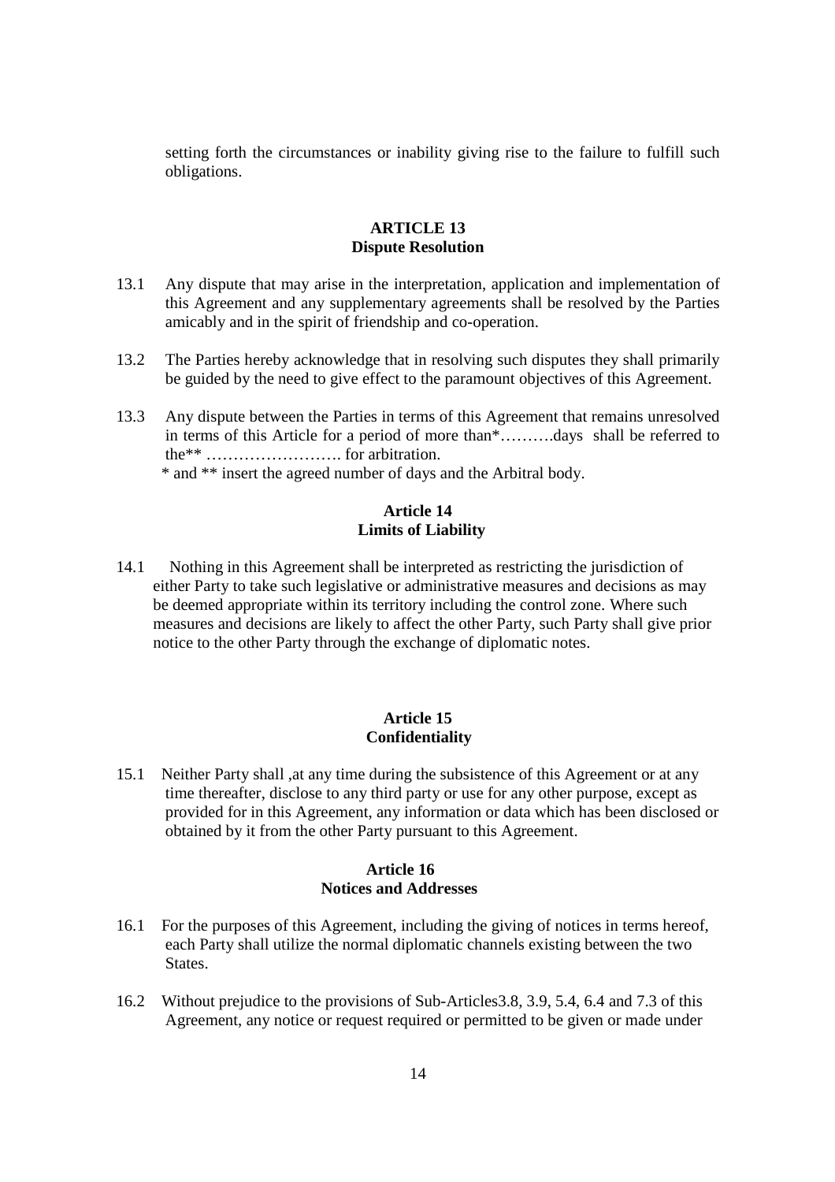setting forth the circumstances or inability giving rise to the failure to fulfill such obligations.

## ARTICLE 13
**Dispute Resolution**

13.1 Any dispute that may arise in the interpretation, application and implementation of this Agreement and any supplementary agreements shall be resolved by the Parties amicably and in the spirit of friendship and co-operation.

13.2 The Parties hereby acknowledge that in resolving such disputes they shall primarily be guided by the need to give effect to the paramount objectives of this Agreement.

13.3 Any dispute between the Parties in terms of this Agreement that remains unresolved in terms of this Article for a period of more than*……….days shall be referred to the** ……………………. for arbitration.

\* and ** insert the agreed number of days and the Arbitral body.

## Article 14
**Limits of Liability**

14.1 Nothing in this Agreement shall be interpreted as restricting the jurisdiction of either Party to take such legislative or administrative measures and decisions as may be deemed appropriate within its territory including the control zone. Where such measures and decisions are likely to affect the other Party, such Party shall give prior notice to the other Party through the exchange of diplomatic notes.

## Article 15
**Confidentiality**

15.1 Neither Party shall ,at any time during the subsistence of this Agreement or at any time thereafter, disclose to any third party or use for any other purpose, except as provided for in this Agreement, any information or data which has been disclosed or obtained by it from the other Party pursuant to this Agreement.

## Article 16
**Notices and Addresses**

16.1 For the purposes of this Agreement, including the giving of notices in terms hereof, each Party shall utilize the normal diplomatic channels existing between the two States.

16.2 Without prejudice to the provisions of Sub-Articles3.8, 3.9, 5.4, 6.4 and 7.3 of this Agreement, any notice or request required or permitted to be given or made under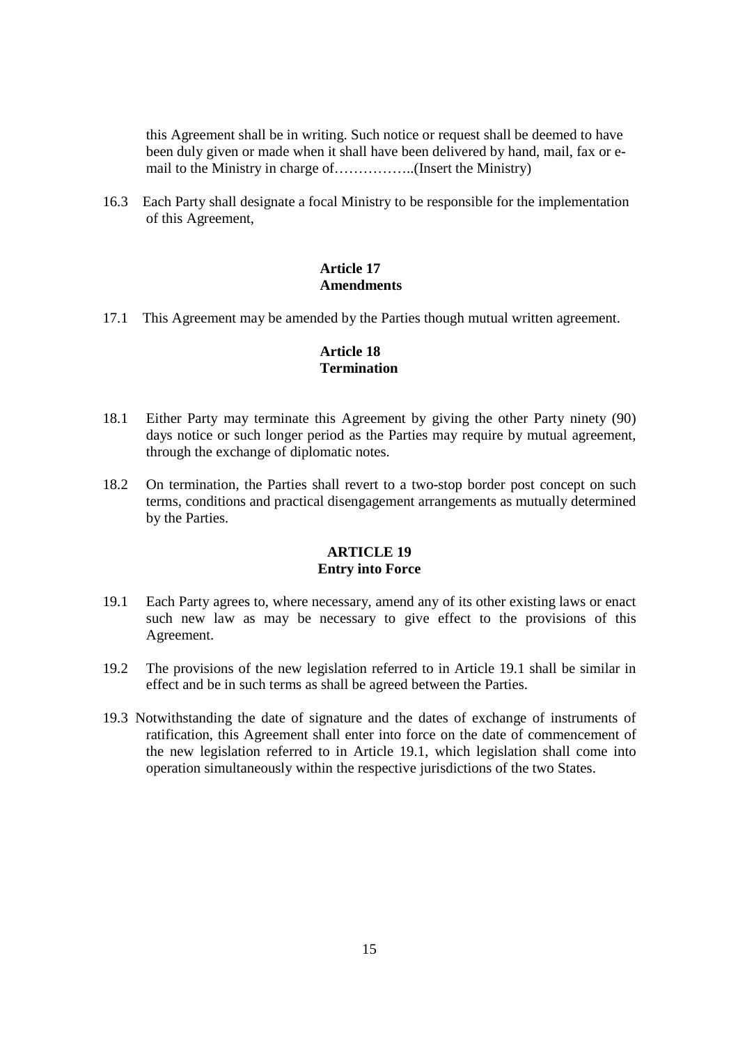this Agreement shall be in writing. Such notice or request shall be deemed to have been duly given or made when it shall have been delivered by hand, mail, fax or e-mail to the Ministry in charge of……………..(Insert the Ministry)

16.3 Each Party shall designate a focal Ministry to be responsible for the implementation of this Agreement,

**Article 17**
**Amendments**

17.1 This Agreement may be amended by the Parties though mutual written agreement.

**Article 18**
**Termination**

18.1 Either Party may terminate this Agreement by giving the other Party ninety (90) days notice or such longer period as the Parties may require by mutual agreement, through the exchange of diplomatic notes.

18.2 On termination, the Parties shall revert to a two-stop border post concept on such terms, conditions and practical disengagement arrangements as mutually determined by the Parties.

**ARTICLE 19**
**Entry into Force**

19.1 Each Party agrees to, where necessary, amend any of its other existing laws or enact such new law as may be necessary to give effect to the provisions of this Agreement.

19.2 The provisions of the new legislation referred to in Article 19.1 shall be similar in effect and be in such terms as shall be agreed between the Parties.

19.3 Notwithstanding the date of signature and the dates of exchange of instruments of ratification, this Agreement shall enter into force on the date of commencement of the new legislation referred to in Article 19.1, which legislation shall come into operation simultaneously within the respective jurisdictions of the two States.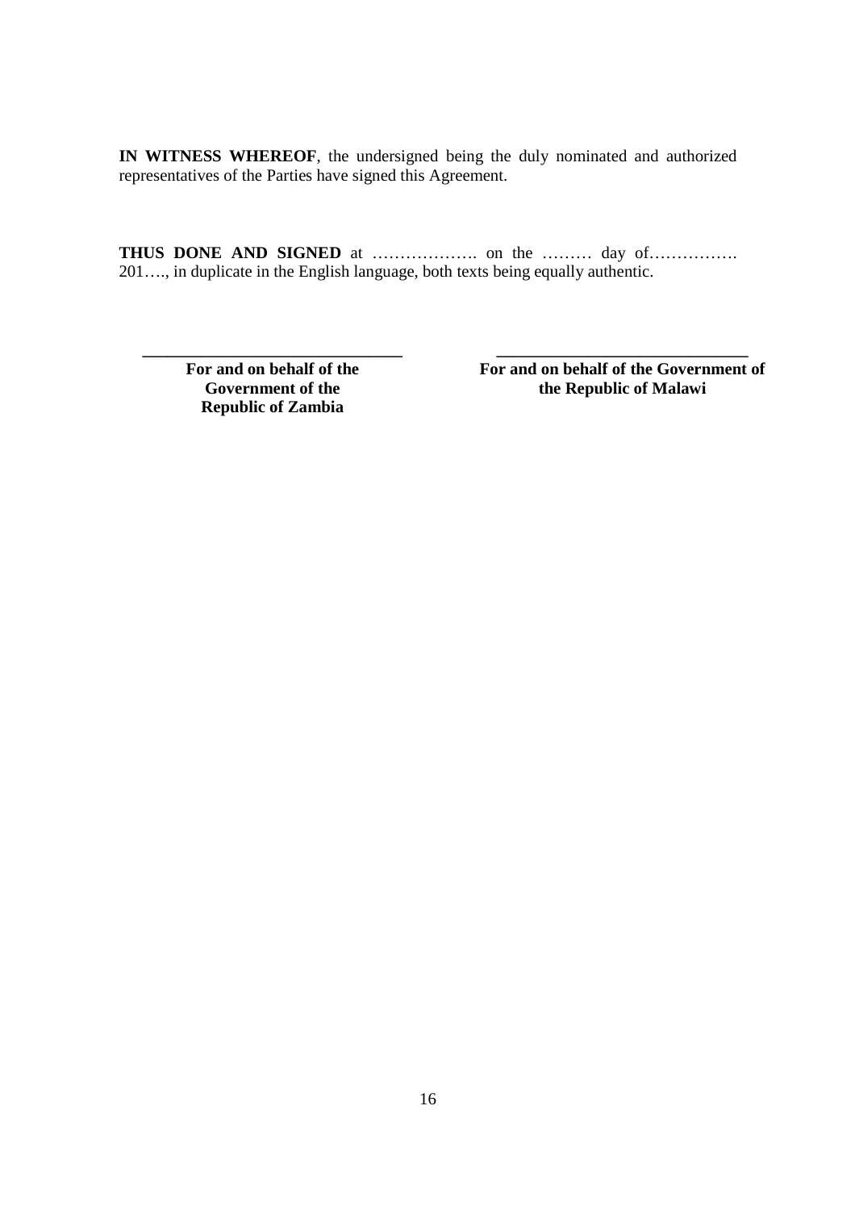**IN WITNESS WHEREOF**, the undersigned being the duly nominated and authorized representatives of the Parties have signed this Agreement.

**THUS DONE AND SIGNED** at ………………. on the ……… day of……………. 201…., in duplicate in the English language, both texts being equally authentic.

| | |
|---|---|
| ______________________________ | ______________________________ |
| **For and on behalf of the Government of the Republic of Zambia** | **For and on behalf of the Government of the Republic of Malawi** |